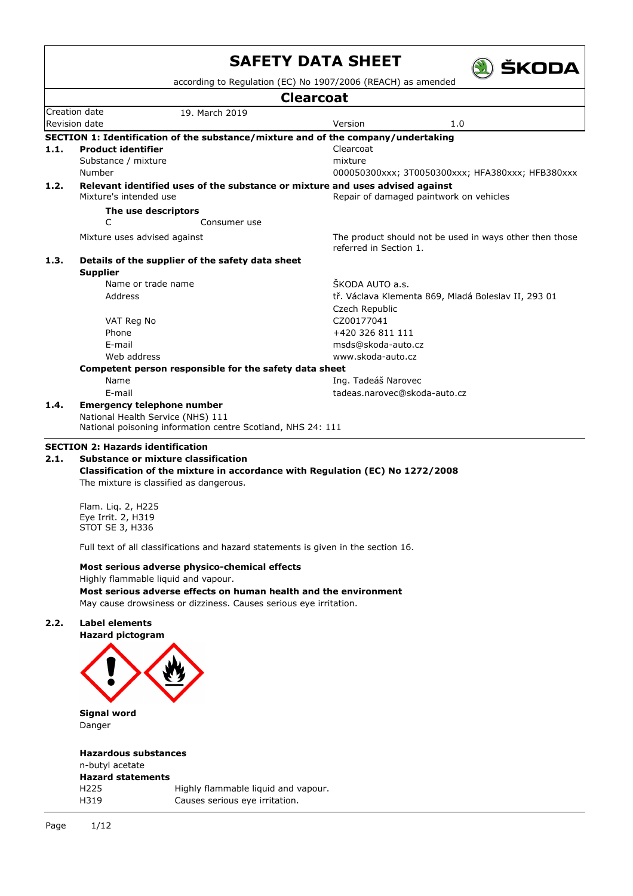# SAFETY DATA SHEET

according to Regulation (EC) No 1907/2006 (REACH) as amended

## Clearcoat

| Creation date | 19. March 2019 | | |
|---|---|---|---|
| Revision date | | Version | 1.0 |

### SECTION 1: Identification of the substance/mixture and of the company/undertaking

**1.1. Product identifier** — Clearcoat

Substance / mixture — mixture

Number — 000050300xxx; 3T0050300xxx; HFA380xxx; HFB380xxx

**1.2. Relevant identified uses of the substance or mixture and uses advised against**

Mixture's intended use — Repair of damaged paintwork on vehicles

**The use descriptors**

C — Consumer use

Mixture uses advised against — The product should not be used in ways other then those referred in Section 1.

**1.3. Details of the supplier of the safety data sheet**

**Supplier**

| | |
|---|---|
| Name or trade name | ŠKODA AUTO a.s. |
| Address | tř. Václava Klementa 869, Mladá Boleslav II, 293 01 Czech Republic |
| VAT Reg No | CZ00177041 |
| Phone | +420 326 811 111 |
| E-mail | msds@skoda-auto.cz |
| Web address | www.skoda-auto.cz |

**Competent person responsible for the safety data sheet**

| | |
|---|---|
| Name | Ing. Tadeáš Narovec |
| E-mail | tadeas.narovec@skoda-auto.cz |

**1.4. Emergency telephone number**

National Health Service (NHS) 111
National poisoning information centre Scotland, NHS 24: 111

### SECTION 2: Hazards identification

**2.1. Substance or mixture classification**

**Classification of the mixture in accordance with Regulation (EC) No 1272/2008**

The mixture is classified as dangerous.

Flam. Liq. 2, H225
Eye Irrit. 2, H319
STOT SE 3, H336

Full text of all classifications and hazard statements is given in the section 16.

**Most serious adverse physico-chemical effects**

Highly flammable liquid and vapour.

**Most serious adverse effects on human health and the environment**

May cause drowsiness or dizziness. Causes serious eye irritation.

**2.2. Label elements**

**Hazard pictogram**

**Signal word**

Danger

**Hazardous substances**

n-butyl acetate

**Hazard statements**

| | |
|---|---|
| H225 | Highly flammable liquid and vapour. |
| H319 | Causes serious eye irritation. |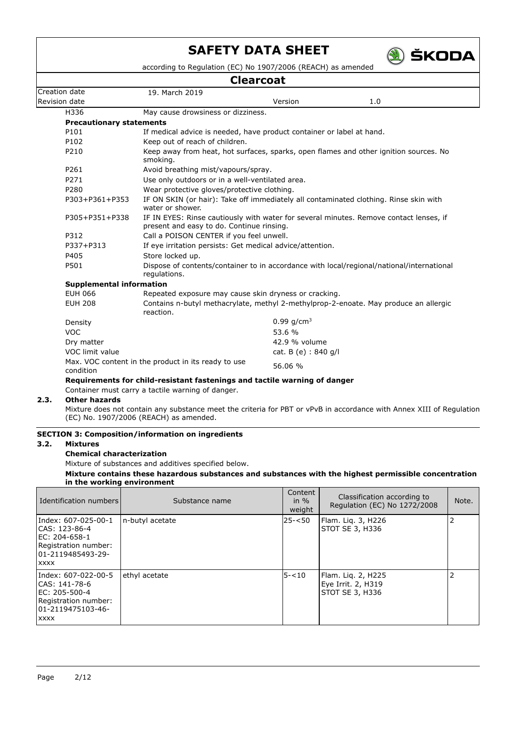| H336 | May cause drowsiness or dizziness. |
|---|---|

**Precautionary statements**

| | |
|---|---|
| P101 | If medical advice is needed, have product container or label at hand. |
| P102 | Keep out of reach of children. |
| P210 | Keep away from heat, hot surfaces, sparks, open flames and other ignition sources. No smoking. |
| P261 | Avoid breathing mist/vapours/spray. |
| P271 | Use only outdoors or in a well-ventilated area. |
| P280 | Wear protective gloves/protective clothing. |
| P303+P361+P353 | IF ON SKIN (or hair): Take off immediately all contaminated clothing. Rinse skin with water or shower. |
| P305+P351+P338 | IF IN EYES: Rinse cautiously with water for several minutes. Remove contact lenses, if present and easy to do. Continue rinsing. |
| P312 | Call a POISON CENTER if you feel unwell. |
| P337+P313 | If eye irritation persists: Get medical advice/attention. |
| P405 | Store locked up. |
| P501 | Dispose of contents/container to in accordance with local/regional/national/international regulations. |

**Supplemental information**

| | |
|---|---|
| EUH 066 | Repeated exposure may cause skin dryness or cracking. |
| EUH 208 | Contains n-butyl methacrylate, methyl 2-methylprop-2-enoate. May produce an allergic reaction. |

| | |
|---|---|
| Density | 0.99 g/cm$^3$ |
| VOC | 53.6 % |
| Dry matter | 42.9 % volume |
| VOC limit value | cat. B (e) : 840 g/l |
| Max. VOC content in the product in its ready to use condition | 56.06 % |

**Requirements for child-resistant fastenings and tactile warning of danger**

Container must carry a tactile warning of danger.

### 2.3. Other hazards

Mixture does not contain any substance meet the criteria for PBT or vPvB in accordance with Annex XIII of Regulation (EC) No. 1907/2006 (REACH) as amended.

## SECTION 3: Composition/information on ingredients

### 3.2. Mixtures

**Chemical characterization**

Mixture of substances and additives specified below.

**Mixture contains these hazardous substances and substances with the highest permissible concentration in the working environment**

| Identification numbers | Substance name | Content in % weight | Classification according to Regulation (EC) No 1272/2008 | Note. |
|---|---|---|---|---|
| Index: 607-025-00-1<br>CAS: 123-86-4<br>EC: 204-658-1<br>Registration number: 01-2119485493-29-xxxx | n-butyl acetate | 25-<50 | Flam. Liq. 3, H226<br>STOT SE 3, H336 | 2 |
| Index: 607-022-00-5<br>CAS: 141-78-6<br>EC: 205-500-4<br>Registration number: 01-2119475103-46-xxxx | ethyl acetate | 5-<10 | Flam. Liq. 2, H225<br>Eye Irrit. 2, H319<br>STOT SE 3, H336 | 2 |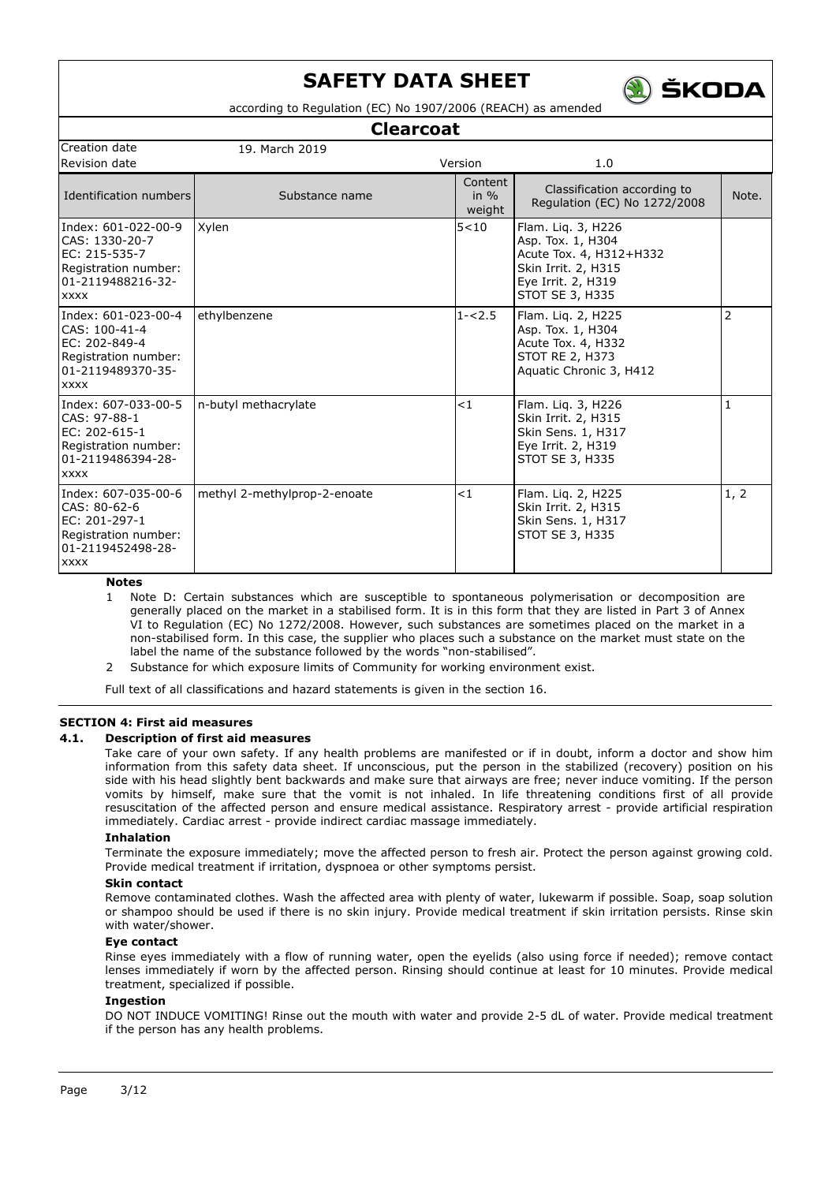| Identification numbers | Substance name | Content in % weight | Classification according to Regulation (EC) No 1272/2008 | Note. |
|---|---|---|---|---|
| Index: 601-022-00-9<br>CAS: 1330-20-7<br>EC: 215-535-7<br>Registration number: 01-2119488216-32-xxxx | Xylen | 5<10 | Flam. Liq. 3, H226<br>Asp. Tox. 1, H304<br>Acute Tox. 4, H312+H332<br>Skin Irrit. 2, H315<br>Eye Irrit. 2, H319<br>STOT SE 3, H335 | |
| Index: 601-023-00-4<br>CAS: 100-41-4<br>EC: 202-849-4<br>Registration number: 01-2119489370-35-xxxx | ethylbenzene | 1-<2.5 | Flam. Liq. 2, H225<br>Asp. Tox. 1, H304<br>Acute Tox. 4, H332<br>STOT RE 2, H373<br>Aquatic Chronic 3, H412 | 2 |
| Index: 607-033-00-5<br>CAS: 97-88-1<br>EC: 202-615-1<br>Registration number: 01-2119486394-28-xxxx | n-butyl methacrylate | <1 | Flam. Liq. 3, H226<br>Skin Irrit. 2, H315<br>Skin Sens. 1, H317<br>Eye Irrit. 2, H319<br>STOT SE 3, H335 | 1 |
| Index: 607-035-00-6<br>CAS: 80-62-6<br>EC: 201-297-1<br>Registration number: 01-2119452498-28-xxxx | methyl 2-methylprop-2-enoate | <1 | Flam. Liq. 2, H225<br>Skin Irrit. 2, H315<br>Skin Sens. 1, H317<br>STOT SE 3, H335 | 1, 2 |

**Notes**

1. Note D: Certain substances which are susceptible to spontaneous polymerisation or decomposition are generally placed on the market in a stabilised form. It is in this form that they are listed in Part 3 of Annex VI to Regulation (EC) No 1272/2008. However, such substances are sometimes placed on the market in a non-stabilised form. In this case, the supplier who places such a substance on the market must state on the label the name of the substance followed by the words "non-stabilised".
2. Substance for which exposure limits of Community for working environment exist.

Full text of all classifications and hazard statements is given in the section 16.

## SECTION 4: First aid measures

### 4.1. Description of first aid measures

Take care of your own safety. If any health problems are manifested or if in doubt, inform a doctor and show him information from this safety data sheet. If unconscious, put the person in the stabilized (recovery) position on his side with his head slightly bent backwards and make sure that airways are free; never induce vomiting. If the person vomits by himself, make sure that the vomit is not inhaled. In life threatening conditions first of all provide resuscitation of the affected person and ensure medical assistance. Respiratory arrest - provide artificial respiration immediately. Cardiac arrest - provide indirect cardiac massage immediately.

**Inhalation**

Terminate the exposure immediately; move the affected person to fresh air. Protect the person against growing cold. Provide medical treatment if irritation, dyspnoea or other symptoms persist.

**Skin contact**

Remove contaminated clothes. Wash the affected area with plenty of water, lukewarm if possible. Soap, soap solution or shampoo should be used if there is no skin injury. Provide medical treatment if skin irritation persists. Rinse skin with water/shower.

**Eye contact**

Rinse eyes immediately with a flow of running water, open the eyelids (also using force if needed); remove contact lenses immediately if worn by the affected person. Rinsing should continue at least for 10 minutes. Provide medical treatment, specialized if possible.

**Ingestion**

DO NOT INDUCE VOMITING! Rinse out the mouth with water and provide 2-5 dL of water. Provide medical treatment if the person has any health problems.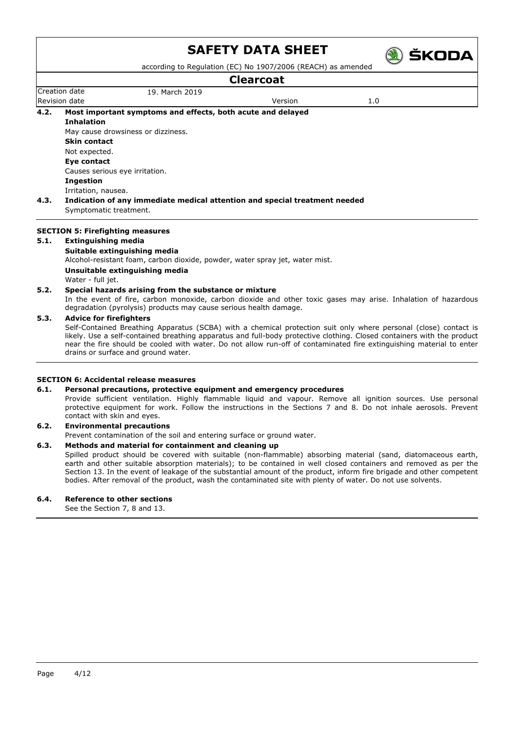#### 4.2. Most important symptoms and effects, both acute and delayed

**Inhalation**

May cause drowsiness or dizziness.

**Skin contact**

Not expected.

**Eye contact**

Causes serious eye irritation.

**Ingestion**

Irritation, nausea.

#### 4.3. Indication of any immediate medical attention and special treatment needed

Symptomatic treatment.

## SECTION 5: Firefighting measures

#### 5.1. Extinguishing media

**Suitable extinguishing media**

Alcohol-resistant foam, carbon dioxide, powder, water spray jet, water mist.

**Unsuitable extinguishing media**

Water - full jet.

#### 5.2. Special hazards arising from the substance or mixture

In the event of fire, carbon monoxide, carbon dioxide and other toxic gases may arise. Inhalation of hazardous degradation (pyrolysis) products may cause serious health damage.

#### 5.3. Advice for firefighters

Self-Contained Breathing Apparatus (SCBA) with a chemical protection suit only where personal (close) contact is likely. Use a self-contained breathing apparatus and full-body protective clothing. Closed containers with the product near the fire should be cooled with water. Do not allow run-off of contaminated fire extinguishing material to enter drains or surface and ground water.

## SECTION 6: Accidental release measures

#### 6.1. Personal precautions, protective equipment and emergency procedures

Provide sufficient ventilation. Highly flammable liquid and vapour. Remove all ignition sources. Use personal protective equipment for work. Follow the instructions in the Sections 7 and 8. Do not inhale aerosols. Prevent contact with skin and eyes.

#### 6.2. Environmental precautions

Prevent contamination of the soil and entering surface or ground water.

#### 6.3. Methods and material for containment and cleaning up

Spilled product should be covered with suitable (non-flammable) absorbing material (sand, diatomaceous earth, earth and other suitable absorption materials); to be contained in well closed containers and removed as per the Section 13. In the event of leakage of the substantial amount of the product, inform fire brigade and other competent bodies. After removal of the product, wash the contaminated site with plenty of water. Do not use solvents.

#### 6.4. Reference to other sections

See the Section 7, 8 and 13.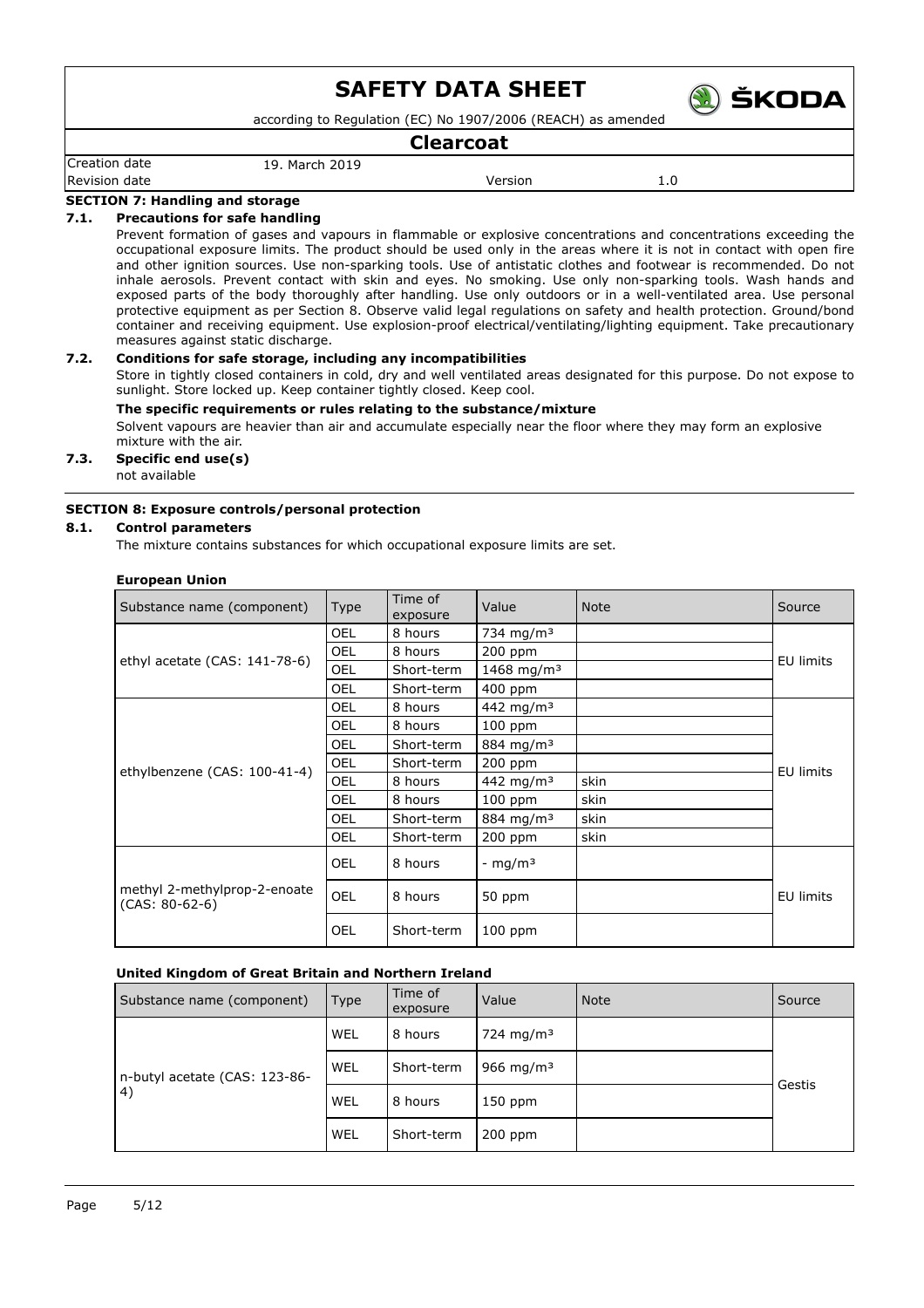### SECTION 7: Handling and storage

**7.1. Precautions for safe handling**

Prevent formation of gases and vapours in flammable or explosive concentrations and concentrations exceeding the occupational exposure limits. The product should be used only in the areas where it is not in contact with open fire and other ignition sources. Use non-sparking tools. Use of antistatic clothes and footwear is recommended. Do not inhale aerosols. Prevent contact with skin and eyes. No smoking. Use only non-sparking tools. Wash hands and exposed parts of the body thoroughly after handling. Use only outdoors or in a well-ventilated area. Use personal protective equipment as per Section 8. Observe valid legal regulations on safety and health protection. Ground/bond container and receiving equipment. Use explosion-proof electrical/ventilating/lighting equipment. Take precautionary measures against static discharge.

**7.2. Conditions for safe storage, including any incompatibilities**

Store in tightly closed containers in cold, dry and well ventilated areas designated for this purpose. Do not expose to sunlight. Store locked up. Keep container tightly closed. Keep cool.

**The specific requirements or rules relating to the substance/mixture**

Solvent vapours are heavier than air and accumulate especially near the floor where they may form an explosive mixture with the air.

**7.3. Specific end use(s)**

not available

### SECTION 8: Exposure controls/personal protection

**8.1. Control parameters**

The mixture contains substances for which occupational exposure limits are set.

**European Union**

| Substance name (component) | Type | Time of exposure | Value | Note | Source |
|---|---|---|---|---|---|
| ethyl acetate (CAS: 141-78-6) | OEL | 8 hours | 734 mg/m³ | | EU limits |
| | OEL | 8 hours | 200 ppm | | |
| | OEL | Short-term | 1468 mg/m³ | | |
| | OEL | Short-term | 400 ppm | | |
| ethylbenzene (CAS: 100-41-4) | OEL | 8 hours | 442 mg/m³ | | EU limits |
| | OEL | 8 hours | 100 ppm | | |
| | OEL | Short-term | 884 mg/m³ | | |
| | OEL | Short-term | 200 ppm | | |
| | OEL | 8 hours | 442 mg/m³ | skin | |
| | OEL | 8 hours | 100 ppm | skin | |
| | OEL | Short-term | 884 mg/m³ | skin | |
| | OEL | Short-term | 200 ppm | skin | |
| methyl 2-methylprop-2-enoate (CAS: 80-62-6) | OEL | 8 hours | - mg/m³ | | EU limits |
| | OEL | 8 hours | 50 ppm | | |
| | OEL | Short-term | 100 ppm | | |

**United Kingdom of Great Britain and Northern Ireland**

| Substance name (component) | Type | Time of exposure | Value | Note | Source |
|---|---|---|---|---|---|
| n-butyl acetate (CAS: 123-86-4) | WEL | 8 hours | 724 mg/m³ | | Gestis |
| | WEL | Short-term | 966 mg/m³ | | |
| | WEL | 8 hours | 150 ppm | | |
| | WEL | Short-term | 200 ppm | | |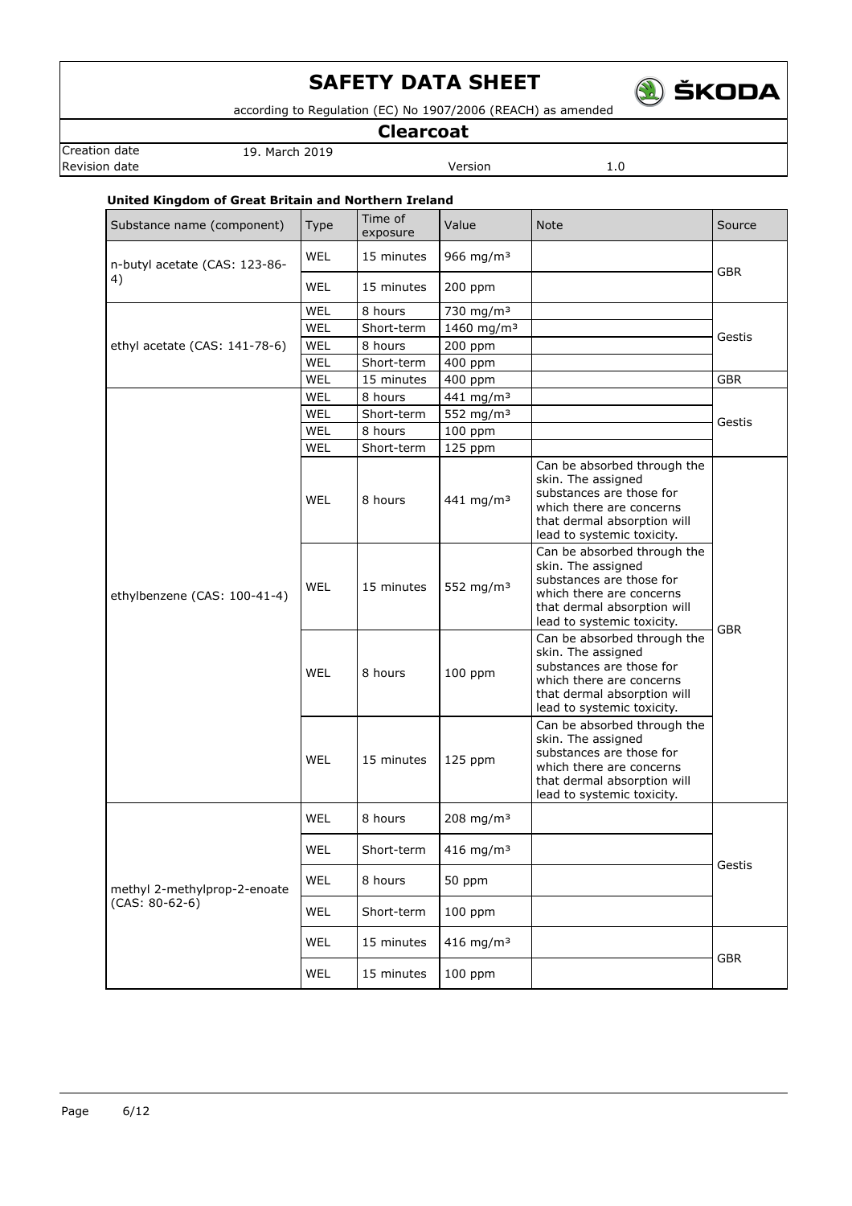**United Kingdom of Great Britain and Northern Ireland**

| Substance name (component) | Type | Time of exposure | Value | Note | Source |
|---|---|---|---|---|---|
| n-butyl acetate (CAS: 123-86-4) | WEL | 15 minutes | 966 mg/m³ | | GBR |
| | WEL | 15 minutes | 200 ppm | | |
| ethyl acetate (CAS: 141-78-6) | WEL | 8 hours | 730 mg/m³ | | Gestis |
| | WEL | Short-term | 1460 mg/m³ | | |
| | WEL | 8 hours | 200 ppm | | |
| | WEL | Short-term | 400 ppm | | |
| | WEL | 15 minutes | 400 ppm | | GBR |
| ethylbenzene (CAS: 100-41-4) | WEL | 8 hours | 441 mg/m³ | | Gestis |
| | WEL | Short-term | 552 mg/m³ | | |
| | WEL | 8 hours | 100 ppm | | |
| | WEL | Short-term | 125 ppm | | |
| | WEL | 8 hours | 441 mg/m³ | Can be absorbed through the skin. The assigned substances are those for which there are concerns that dermal absorption will lead to systemic toxicity. | GBR |
| | WEL | 15 minutes | 552 mg/m³ | Can be absorbed through the skin. The assigned substances are those for which there are concerns that dermal absorption will lead to systemic toxicity. | |
| | WEL | 8 hours | 100 ppm | Can be absorbed through the skin. The assigned substances are those for which there are concerns that dermal absorption will lead to systemic toxicity. | |
| | WEL | 15 minutes | 125 ppm | Can be absorbed through the skin. The assigned substances are those for which there are concerns that dermal absorption will lead to systemic toxicity. | |
| methyl 2-methylprop-2-enoate (CAS: 80-62-6) | WEL | 8 hours | 208 mg/m³ | | Gestis |
| | WEL | Short-term | 416 mg/m³ | | |
| | WEL | 8 hours | 50 ppm | | |
| | WEL | Short-term | 100 ppm | | |
| | WEL | 15 minutes | 416 mg/m³ | | GBR |
| | WEL | 15 minutes | 100 ppm | | |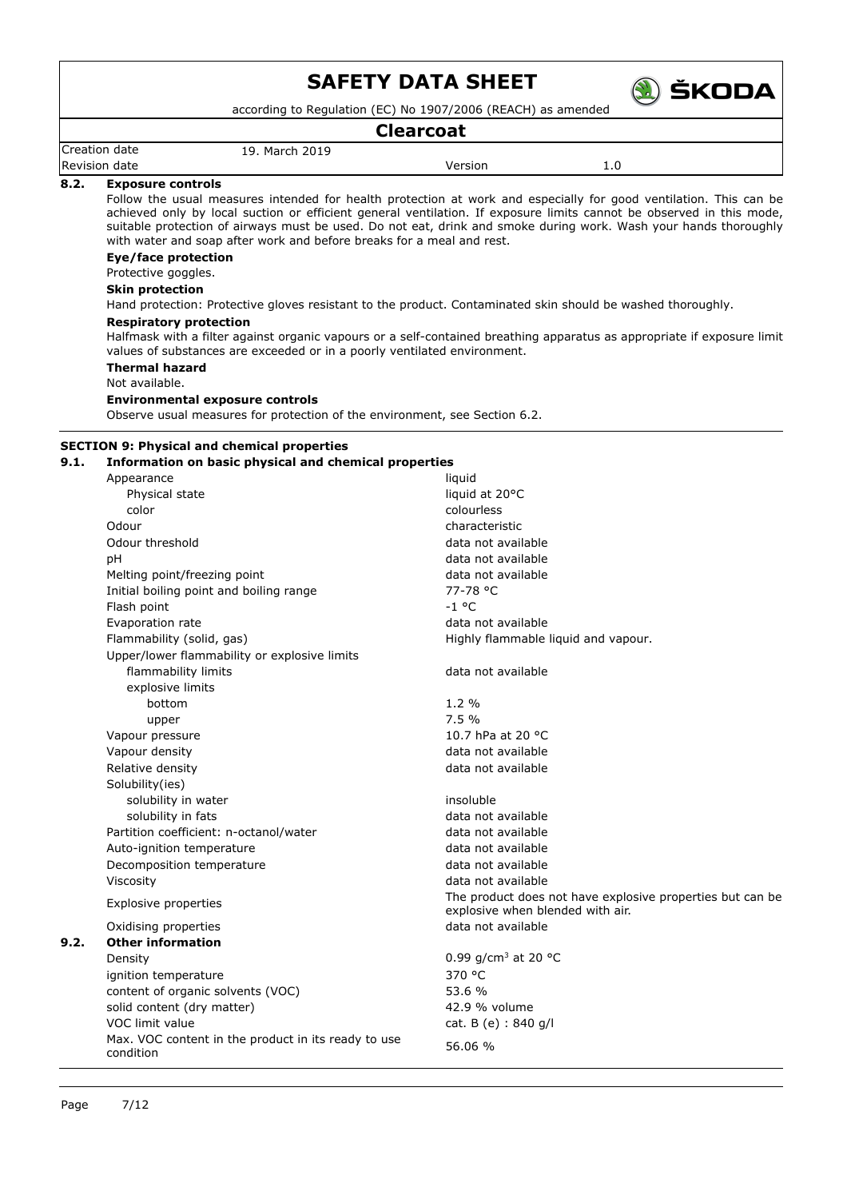### 8.2. Exposure controls

Follow the usual measures intended for health protection at work and especially for good ventilation. This can be achieved only by local suction or efficient general ventilation. If exposure limits cannot be observed in this mode, suitable protection of airways must be used. Do not eat, drink and smoke during work. Wash your hands thoroughly with water and soap after work and before breaks for a meal and rest.

**Eye/face protection**

Protective goggles.

**Skin protection**

Hand protection: Protective gloves resistant to the product. Contaminated skin should be washed thoroughly.

**Respiratory protection**

Halfmask with a filter against organic vapours or a self-contained breathing apparatus as appropriate if exposure limit values of substances are exceeded or in a poorly ventilated environment.

**Thermal hazard**

Not available.

**Environmental exposure controls**

Observe usual measures for protection of the environment, see Section 6.2.

## SECTION 9: Physical and chemical properties

### 9.1. Information on basic physical and chemical properties

| Property | Value |
|---|---|
| Appearance | liquid |
| Physical state | liquid at 20°C |
| color | colourless |
| Odour | characteristic |
| Odour threshold | data not available |
| pH | data not available |
| Melting point/freezing point | data not available |
| Initial boiling point and boiling range | 77-78 °C |
| Flash point | -1 °C |
| Evaporation rate | data not available |
| Flammability (solid, gas) | Highly flammable liquid and vapour. |
| Upper/lower flammability or explosive limits | |
| flammability limits | data not available |
| explosive limits | |
| bottom | 1.2 % |
| upper | 7.5 % |
| Vapour pressure | 10.7 hPa at 20 °C |
| Vapour density | data not available |
| Relative density | data not available |
| Solubility(ies) | |
| solubility in water | insoluble |
| solubility in fats | data not available |
| Partition coefficient: n-octanol/water | data not available |
| Auto-ignition temperature | data not available |
| Decomposition temperature | data not available |
| Viscosity | data not available |
| Explosive properties | The product does not have explosive properties but can be explosive when blended with air. |
| Oxidising properties | data not available |

### 9.2. Other information

| Property | Value |
|---|---|
| Density | 0.99 g/cm$^3$ at 20 °C |
| ignition temperature | 370 °C |
| content of organic solvents (VOC) | 53.6 % |
| solid content (dry matter) | 42.9 % volume |
| VOC limit value | cat. B (e) : 840 g/l |
| Max. VOC content in the product in its ready to use condition | 56.06 % |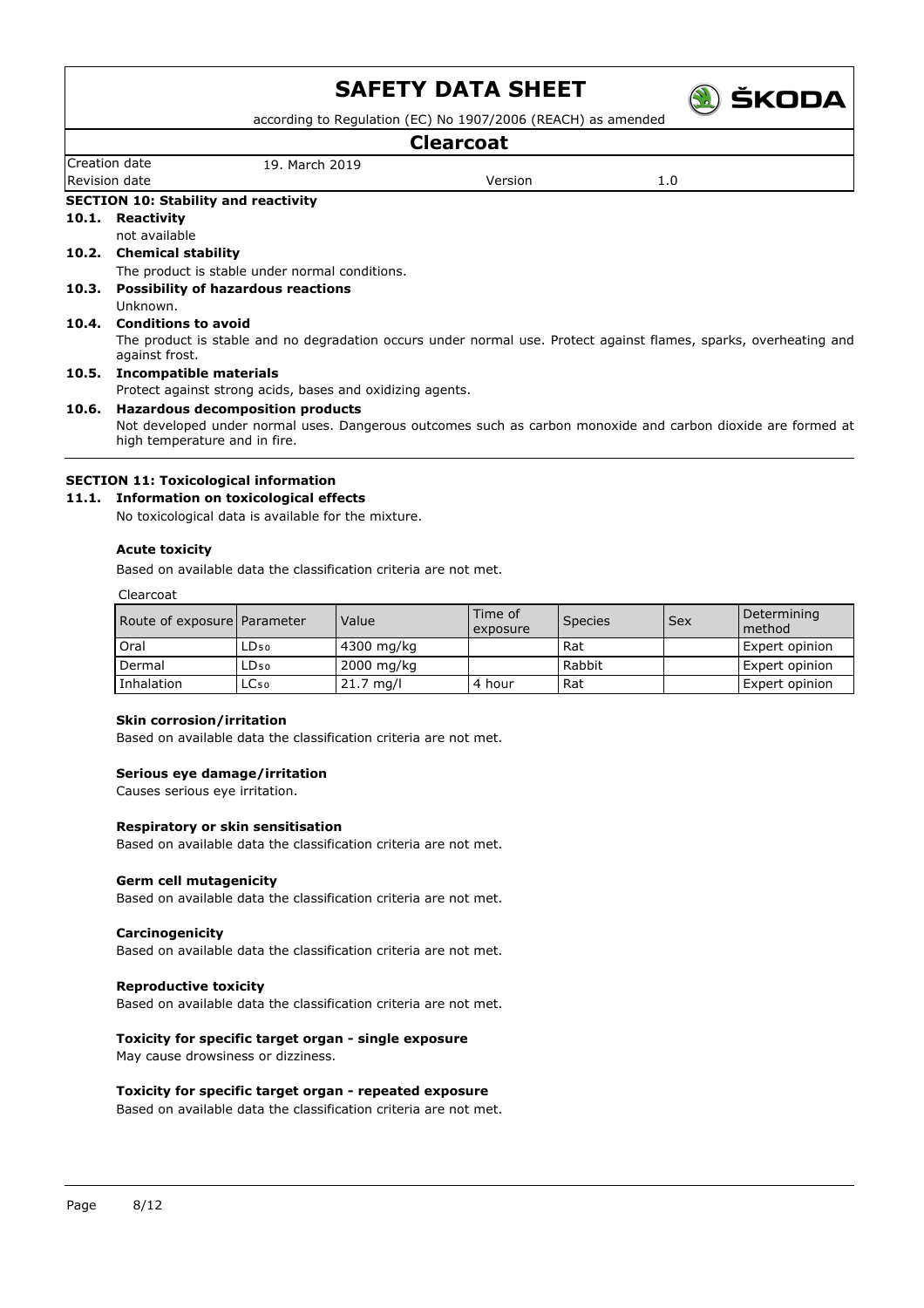## SECTION 10: Stability and reactivity

**10.1. Reactivity**

not available

**10.2. Chemical stability**

The product is stable under normal conditions.

**10.3. Possibility of hazardous reactions**

Unknown.

**10.4. Conditions to avoid**

The product is stable and no degradation occurs under normal use. Protect against flames, sparks, overheating and against frost.

**10.5. Incompatible materials**

Protect against strong acids, bases and oxidizing agents.

**10.6. Hazardous decomposition products**

Not developed under normal uses. Dangerous outcomes such as carbon monoxide and carbon dioxide are formed at high temperature and in fire.

## SECTION 11: Toxicological information

**11.1. Information on toxicological effects**

No toxicological data is available for the mixture.

**Acute toxicity**

Based on available data the classification criteria are not met.

Clearcoat

| Route of exposure | Parameter | Value | Time of exposure | Species | Sex | Determining method |
|---|---|---|---|---|---|---|
| Oral | $LD_{50}$ | 4300 mg/kg | | Rat | | Expert opinion |
| Dermal | $LD_{50}$ | 2000 mg/kg | | Rabbit | | Expert opinion |
| Inhalation | $LC_{50}$ | 21.7 mg/l | 4 hour | Rat | | Expert opinion |

**Skin corrosion/irritation**

Based on available data the classification criteria are not met.

**Serious eye damage/irritation**

Causes serious eye irritation.

**Respiratory or skin sensitisation**

Based on available data the classification criteria are not met.

**Germ cell mutagenicity**

Based on available data the classification criteria are not met.

**Carcinogenicity**

Based on available data the classification criteria are not met.

**Reproductive toxicity**

Based on available data the classification criteria are not met.

**Toxicity for specific target organ - single exposure**

May cause drowsiness or dizziness.

**Toxicity for specific target organ - repeated exposure**

Based on available data the classification criteria are not met.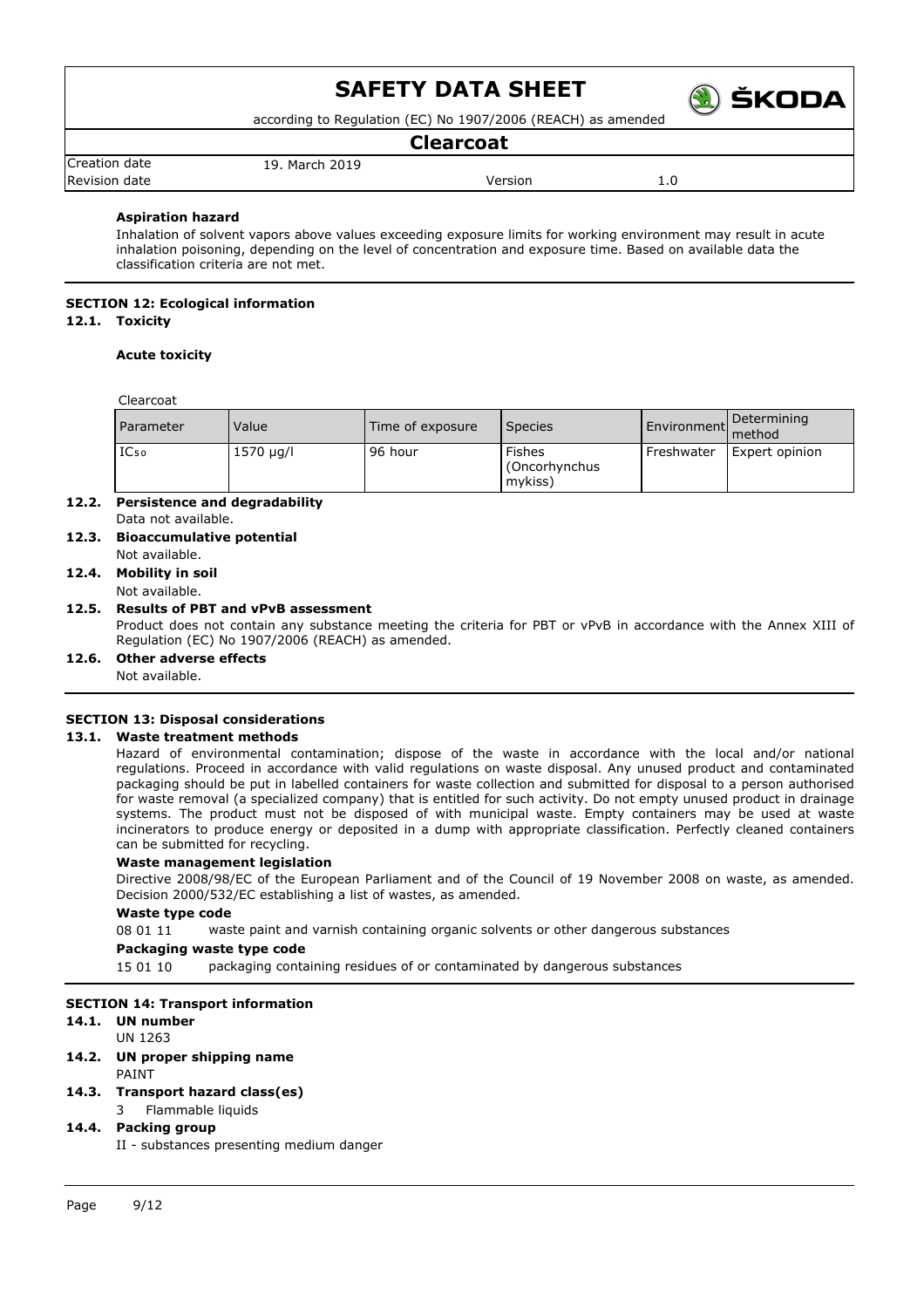#### Aspiration hazard

Inhalation of solvent vapors above values exceeding exposure limits for working environment may result in acute inhalation poisoning, depending on the level of concentration and exposure time. Based on available data the classification criteria are not met.

## SECTION 12: Ecological information

### 12.1. Toxicity

#### Acute toxicity

Clearcoat

| Parameter | Value | Time of exposure | Species | Environment | Determining method |
|---|---|---|---|---|---|
| $IC_{50}$ | 1570 µg/l | 96 hour | Fishes (Oncorhynchus mykiss) | Freshwater | Expert opinion |

### 12.2. Persistence and degradability

Data not available.

### 12.3. Bioaccumulative potential

Not available.

### 12.4. Mobility in soil

Not available.

### 12.5. Results of PBT and vPvB assessment

Product does not contain any substance meeting the criteria for PBT or vPvB in accordance with the Annex XIII of Regulation (EC) No 1907/2006 (REACH) as amended.

### 12.6. Other adverse effects

Not available.

## SECTION 13: Disposal considerations

### 13.1. Waste treatment methods

Hazard of environmental contamination; dispose of the waste in accordance with the local and/or national regulations. Proceed in accordance with valid regulations on waste disposal. Any unused product and contaminated packaging should be put in labelled containers for waste collection and submitted for disposal to a person authorised for waste removal (a specialized company) that is entitled for such activity. Do not empty unused product in drainage systems. The product must not be disposed of with municipal waste. Empty containers may be used at waste incinerators to produce energy or deposited in a dump with appropriate classification. Perfectly cleaned containers can be submitted for recycling.

#### Waste management legislation

Directive 2008/98/EC of the European Parliament and of the Council of 19 November 2008 on waste, as amended. Decision 2000/532/EC establishing a list of wastes, as amended.

#### Waste type code

08 01 11 waste paint and varnish containing organic solvents or other dangerous substances

#### Packaging waste type code

15 01 10 packaging containing residues of or contaminated by dangerous substances

## SECTION 14: Transport information

### 14.1. UN number

UN 1263

### 14.2. UN proper shipping name

PAINT

### 14.3. Transport hazard class(es)

3 Flammable liquids

### 14.4. Packing group

II - substances presenting medium danger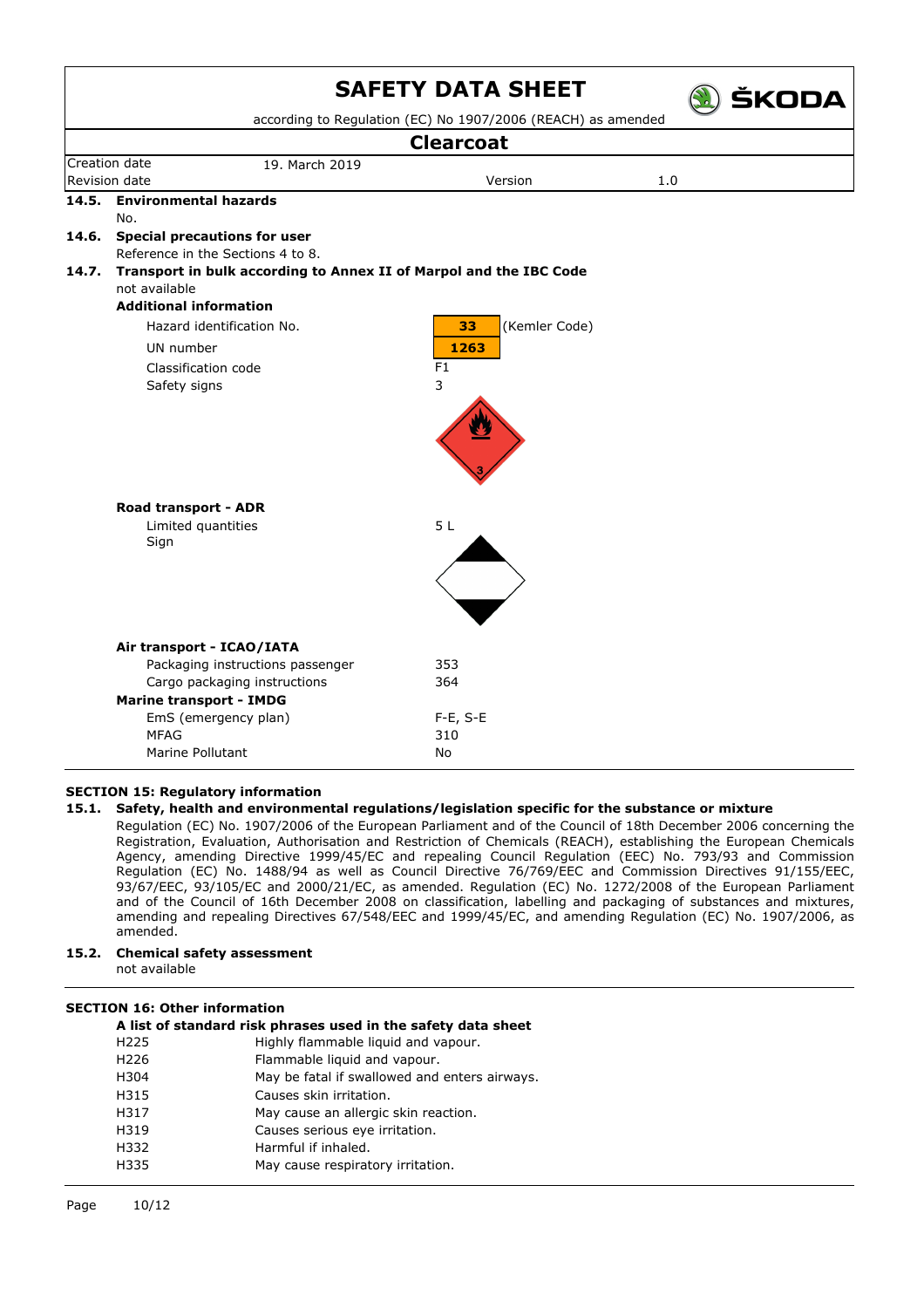**14.5. Environmental hazards**

No.

**14.6. Special precautions for user**

Reference in the Sections 4 to 8.

**14.7. Transport in bulk according to Annex II of Marpol and the IBC Code**

not available

**Additional information**

| | |
|---|---|
| Hazard identification No. | 33 (Kemler Code) |
| UN number | 1263 |
| Classification code | F1 |
| Safety signs | 3 |

**Road transport - ADR**

| | |
|---|---|
| Limited quantities | 5 L |
| Sign | |

**Air transport - ICAO/IATA**

| | |
|---|---|
| Packaging instructions passenger | 353 |
| Cargo packaging instructions | 364 |

**Marine transport - IMDG**

| | |
|---|---|
| EmS (emergency plan) | F-E, S-E |
| MFAG | 310 |
| Marine Pollutant | No |

## SECTION 15: Regulatory information

**15.1. Safety, health and environmental regulations/legislation specific for the substance or mixture**

Regulation (EC) No. 1907/2006 of the European Parliament and of the Council of 18th December 2006 concerning the Registration, Evaluation, Authorisation and Restriction of Chemicals (REACH), establishing the European Chemicals Agency, amending Directive 1999/45/EC and repealing Council Regulation (EEC) No. 793/93 and Commission Regulation (EC) No. 1488/94 as well as Council Directive 76/769/EEC and Commission Directives 91/155/EEC, 93/67/EEC, 93/105/EC and 2000/21/EC, as amended. Regulation (EC) No. 1272/2008 of the European Parliament and of the Council of 16th December 2008 on classification, labelling and packaging of substances and mixtures, amending and repealing Directives 67/548/EEC and 1999/45/EC, and amending Regulation (EC) No. 1907/2006, as amended.

**15.2. Chemical safety assessment**

not available

## SECTION 16: Other information

**A list of standard risk phrases used in the safety data sheet**

| | |
|---|---|
| H225 | Highly flammable liquid and vapour. |
| H226 | Flammable liquid and vapour. |
| H304 | May be fatal if swallowed and enters airways. |
| H315 | Causes skin irritation. |
| H317 | May cause an allergic skin reaction. |
| H319 | Causes serious eye irritation. |
| H332 | Harmful if inhaled. |
| H335 | May cause respiratory irritation. |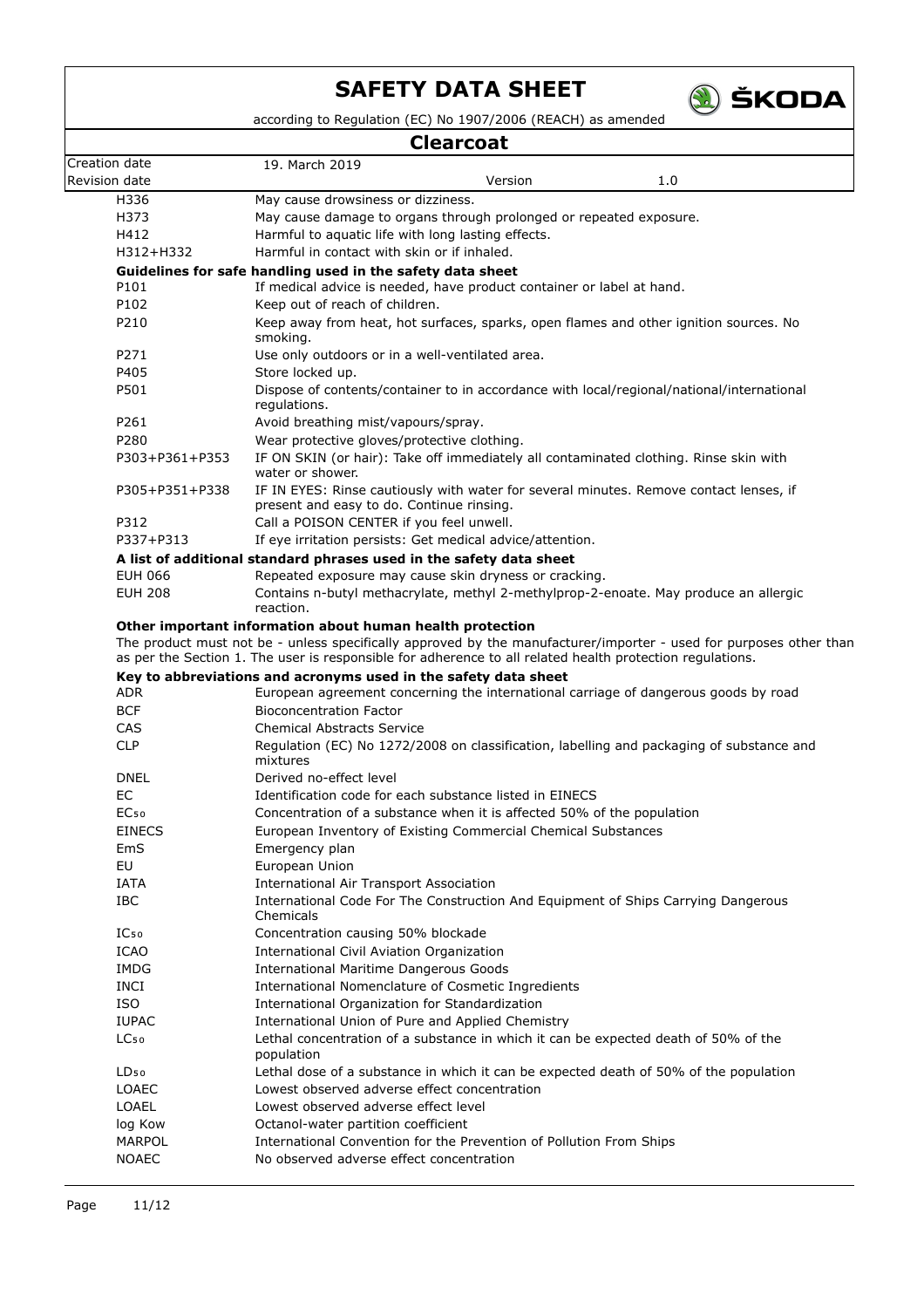| | |
|---|---|
| H336 | May cause drowsiness or dizziness. |
| H373 | May cause damage to organs through prolonged or repeated exposure. |
| H412 | Harmful to aquatic life with long lasting effects. |
| H312+H332 | Harmful in contact with skin or if inhaled. |

**Guidelines for safe handling used in the safety data sheet**

| | |
|---|---|
| P101 | If medical advice is needed, have product container or label at hand. |
| P102 | Keep out of reach of children. |
| P210 | Keep away from heat, hot surfaces, sparks, open flames and other ignition sources. No smoking. |
| P271 | Use only outdoors or in a well-ventilated area. |
| P405 | Store locked up. |
| P501 | Dispose of contents/container to in accordance with local/regional/national/international regulations. |
| P261 | Avoid breathing mist/vapours/spray. |
| P280 | Wear protective gloves/protective clothing. |
| P303+P361+P353 | IF ON SKIN (or hair): Take off immediately all contaminated clothing. Rinse skin with water or shower. |
| P305+P351+P338 | IF IN EYES: Rinse cautiously with water for several minutes. Remove contact lenses, if present and easy to do. Continue rinsing. |
| P312 | Call a POISON CENTER if you feel unwell. |
| P337+P313 | If eye irritation persists: Get medical advice/attention. |

**A list of additional standard phrases used in the safety data sheet**

| | |
|---|---|
| EUH 066 | Repeated exposure may cause skin dryness or cracking. |
| EUH 208 | Contains n-butyl methacrylate, methyl 2-methylprop-2-enoate. May produce an allergic reaction. |

**Other important information about human health protection**

The product must not be - unless specifically approved by the manufacturer/importer - used for purposes other than as per the Section 1. The user is responsible for adherence to all related health protection regulations.

**Key to abbreviations and acronyms used in the safety data sheet**

| | |
|---|---|
| ADR | European agreement concerning the international carriage of dangerous goods by road |
| BCF | Bioconcentration Factor |
| CAS | Chemical Abstracts Service |
| CLP | Regulation (EC) No 1272/2008 on classification, labelling and packaging of substance and mixtures |
| DNEL | Derived no-effect level |
| EC | Identification code for each substance listed in EINECS |
| $EC_{50}$ | Concentration of a substance when it is affected 50% of the population |
| EINECS | European Inventory of Existing Commercial Chemical Substances |
| EmS | Emergency plan |
| EU | European Union |
| IATA | International Air Transport Association |
| IBC | International Code For The Construction And Equipment of Ships Carrying Dangerous Chemicals |
| $IC_{50}$ | Concentration causing 50% blockade |
| ICAO | International Civil Aviation Organization |
| IMDG | International Maritime Dangerous Goods |
| INCI | International Nomenclature of Cosmetic Ingredients |
| ISO | International Organization for Standardization |
| IUPAC | International Union of Pure and Applied Chemistry |
| $LC_{50}$ | Lethal concentration of a substance in which it can be expected death of 50% of the population |
| $LD_{50}$ | Lethal dose of a substance in which it can be expected death of 50% of the population |
| LOAEC | Lowest observed adverse effect concentration |
| LOAEL | Lowest observed adverse effect level |
| log Kow | Octanol-water partition coefficient |
| MARPOL | International Convention for the Prevention of Pollution From Ships |
| NOAEC | No observed adverse effect concentration |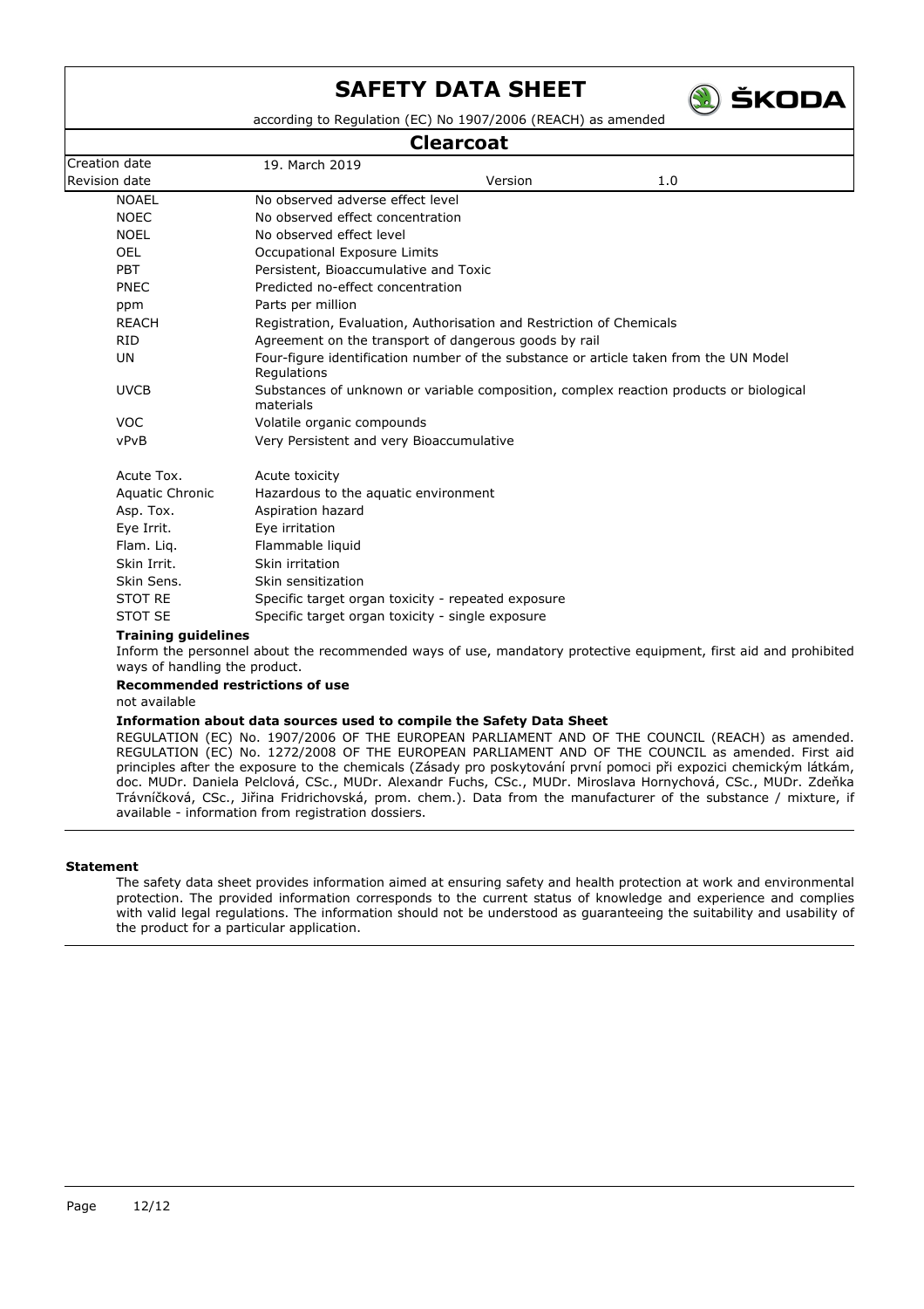| | |
|---|---|
| NOAEL | No observed adverse effect level |
| NOEC | No observed effect concentration |
| NOEL | No observed effect level |
| OEL | Occupational Exposure Limits |
| PBT | Persistent, Bioaccumulative and Toxic |
| PNEC | Predicted no-effect concentration |
| ppm | Parts per million |
| REACH | Registration, Evaluation, Authorisation and Restriction of Chemicals |
| RID | Agreement on the transport of dangerous goods by rail |
| UN | Four-figure identification number of the substance or article taken from the UN Model Regulations |
| UVCB | Substances of unknown or variable composition, complex reaction products or biological materials |
| VOC | Volatile organic compounds |
| vPvB | Very Persistent and very Bioaccumulative |

| | |
|---|---|
| Acute Tox. | Acute toxicity |
| Aquatic Chronic | Hazardous to the aquatic environment |
| Asp. Tox. | Aspiration hazard |
| Eye Irrit. | Eye irritation |
| Flam. Liq. | Flammable liquid |
| Skin Irrit. | Skin irritation |
| Skin Sens. | Skin sensitization |
| STOT RE | Specific target organ toxicity - repeated exposure |
| STOT SE | Specific target organ toxicity - single exposure |

**Training guidelines**

Inform the personnel about the recommended ways of use, mandatory protective equipment, first aid and prohibited ways of handling the product.

**Recommended restrictions of use**

not available

**Information about data sources used to compile the Safety Data Sheet**

REGULATION (EC) No. 1907/2006 OF THE EUROPEAN PARLIAMENT AND OF THE COUNCIL (REACH) as amended. REGULATION (EC) No. 1272/2008 OF THE EUROPEAN PARLIAMENT AND OF THE COUNCIL as amended. First aid principles after the exposure to the chemicals (Zásady pro poskytování první pomoci při expozici chemickým látkám, doc. MUDr. Daniela Pelclová, CSc., MUDr. Alexandr Fuchs, CSc., MUDr. Miroslava Hornychová, CSc., MUDr. Zdeňka Trávníčková, CSc., Jiřina Fridrichovská, prom. chem.). Data from the manufacturer of the substance / mixture, if available - information from registration dossiers.

**Statement**

The safety data sheet provides information aimed at ensuring safety and health protection at work and environmental protection. The provided information corresponds to the current status of knowledge and experience and complies with valid legal regulations. The information should not be understood as guaranteeing the suitability and usability of the product for a particular application.